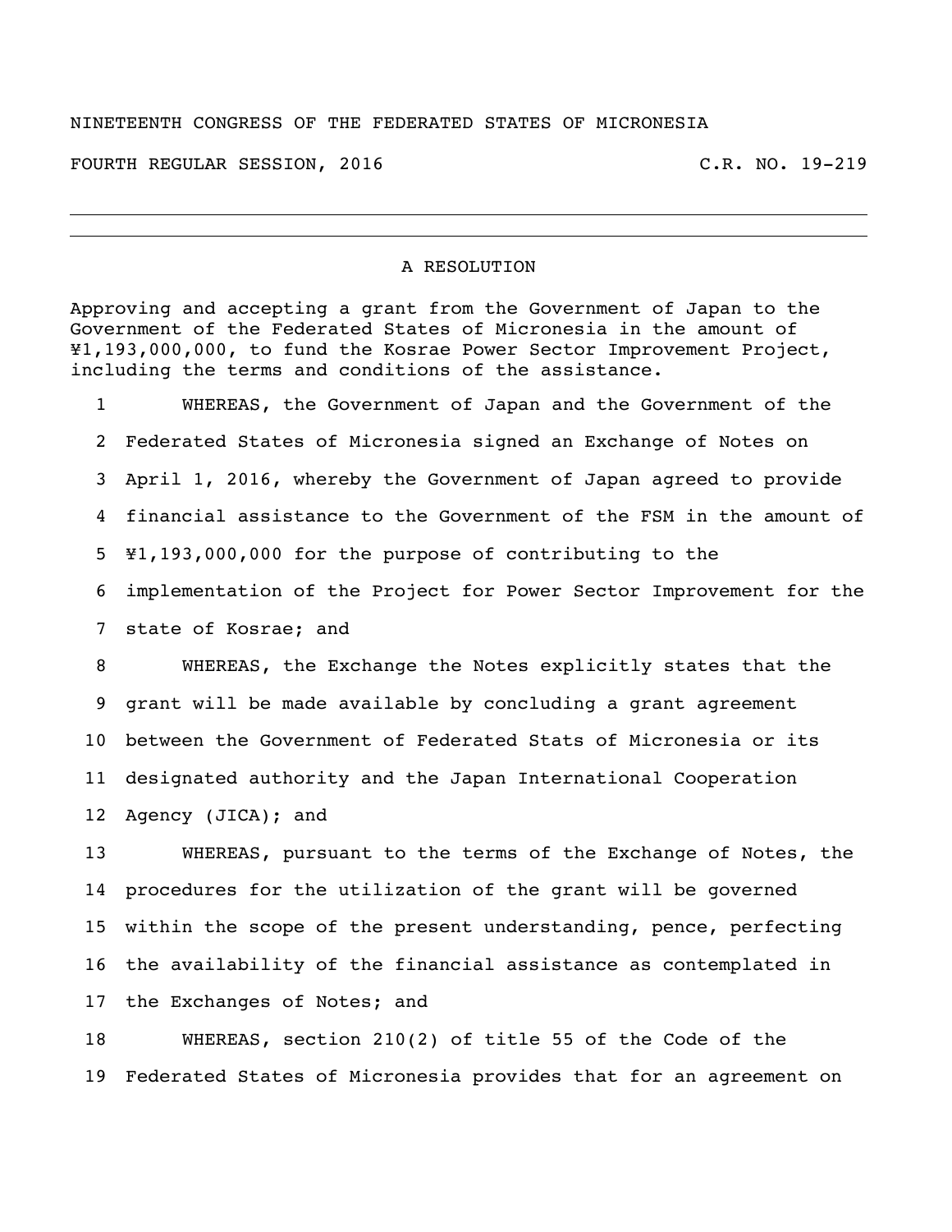NINETEENTH CONGRESS OF THE FEDERATED STATES OF MICRONESIA

FOURTH REGULAR SESSION, 2016 C.R. NO. 19-219

---

## A RESOLUTION

Approving and accepting a grant from the Government of Japan to the Government of the Federated States of Micronesia in the amount of ¥1,193,000,000, to fund the Kosrae Power Sector Improvement Project, including the terms and conditions of the assistance.

1 WHEREAS, the Government of Japan and the Government of the
2 Federated States of Micronesia signed an Exchange of Notes on
3 April 1, 2016, whereby the Government of Japan agreed to provide
4 financial assistance to the Government of the FSM in the amount of
5 ¥1,193,000,000 for the purpose of contributing to the
6 implementation of the Project for Power Sector Improvement for the
7 state of Kosrae; and

8 WHEREAS, the Exchange the Notes explicitly states that the
9 grant will be made available by concluding a grant agreement
10 between the Government of Federated Stats of Micronesia or its
11 designated authority and the Japan International Cooperation
12 Agency (JICA); and

13 WHEREAS, pursuant to the terms of the Exchange of Notes, the
14 procedures for the utilization of the grant will be governed
15 within the scope of the present understanding, pence, perfecting
16 the availability of the financial assistance as contemplated in
17 the Exchanges of Notes; and

18 WHEREAS, section 210(2) of title 55 of the Code of the
19 Federated States of Micronesia provides that for an agreement on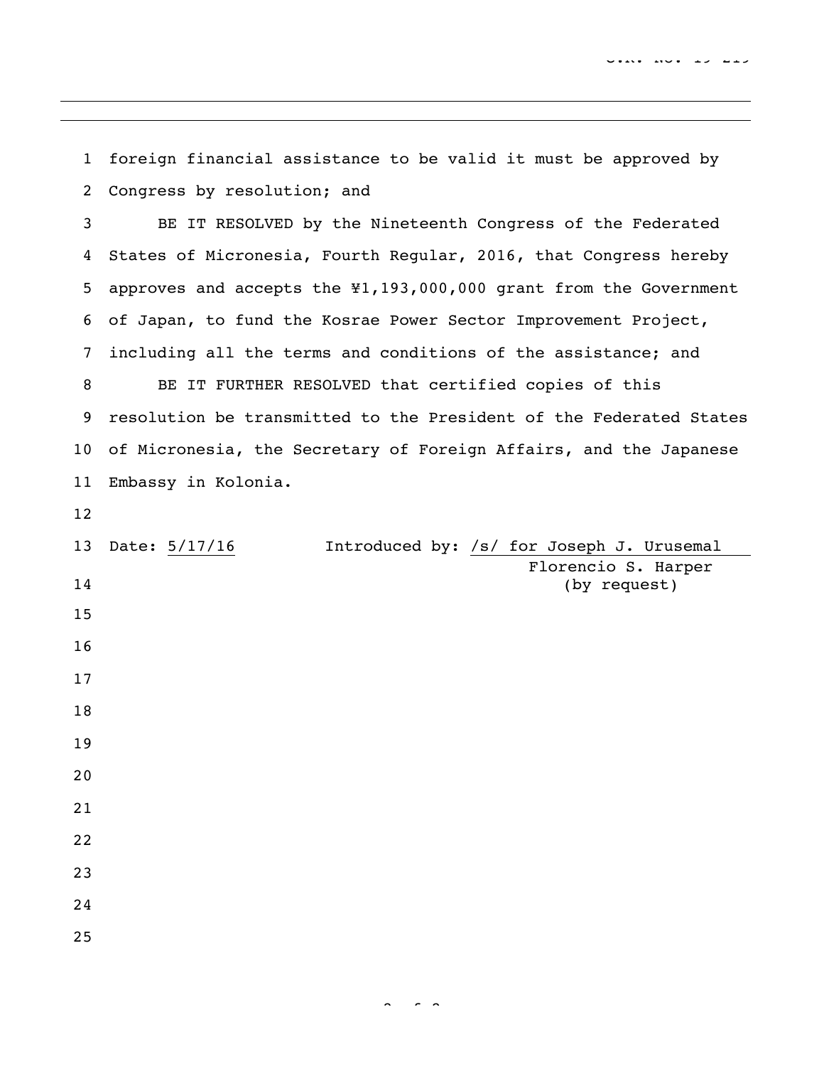foreign financial assistance to be valid it must be approved by Congress by resolution; and

BE IT RESOLVED by the Nineteenth Congress of the Federated States of Micronesia, Fourth Regular, 2016, that Congress hereby approves and accepts the ¥1,193,000,000 grant from the Government of Japan, to fund the Kosrae Power Sector Improvement Project, including all the terms and conditions of the assistance; and

BE IT FURTHER RESOLVED that certified copies of this resolution be transmitted to the President of the Federated States of Micronesia, the Secretary of Foreign Affairs, and the Japanese Embassy in Kolonia.

Date: 5/17/16

Introduced by: /s/ for Joseph J. Urusemal
Florencio S. Harper
(by request)